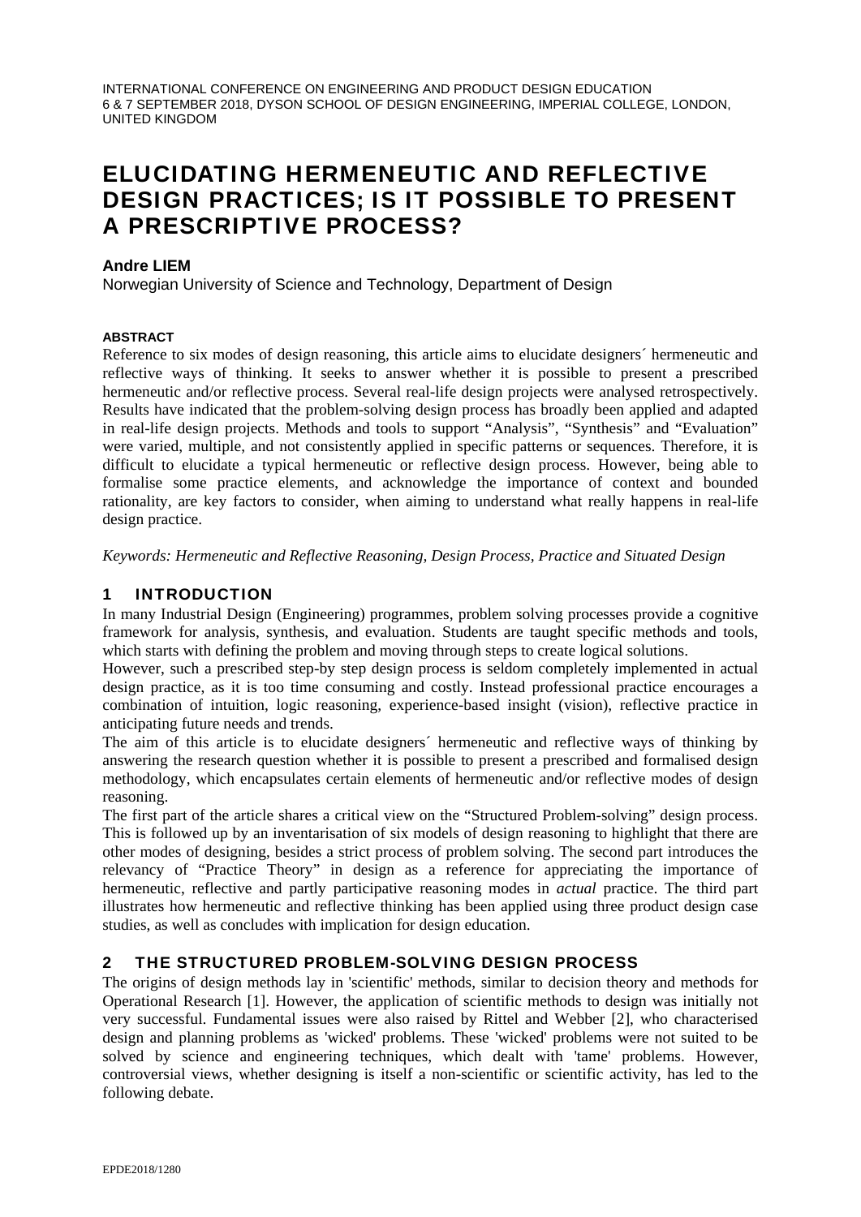INTERNATIONAL CONFERENCE ON ENGINEERING AND PRODUCT DESIGN EDUCATION
6 & 7 SEPTEMBER 2018, DYSON SCHOOL OF DESIGN ENGINEERING, IMPERIAL COLLEGE, LONDON, UNITED KINGDOM

# ELUCIDATING HERMENEUTIC AND REFLECTIVE DESIGN PRACTICES; IS IT POSSIBLE TO PRESENT A PRESCRIPTIVE PROCESS?

**Andre LIEM**

Norwegian University of Science and Technology, Department of Design

**ABSTRACT**

Reference to six modes of design reasoning, this article aims to elucidate designers´ hermeneutic and reflective ways of thinking. It seeks to answer whether it is possible to present a prescribed hermeneutic and/or reflective process. Several real-life design projects were analysed retrospectively. Results have indicated that the problem-solving design process has broadly been applied and adapted in real-life design projects. Methods and tools to support "Analysis", "Synthesis" and "Evaluation" were varied, multiple, and not consistently applied in specific patterns or sequences. Therefore, it is difficult to elucidate a typical hermeneutic or reflective design process. However, being able to formalise some practice elements, and acknowledge the importance of context and bounded rationality, are key factors to consider, when aiming to understand what really happens in real-life design practice.

*Keywords: Hermeneutic and Reflective Reasoning, Design Process, Practice and Situated Design*

## 1 INTRODUCTION

In many Industrial Design (Engineering) programmes, problem solving processes provide a cognitive framework for analysis, synthesis, and evaluation. Students are taught specific methods and tools, which starts with defining the problem and moving through steps to create logical solutions.

However, such a prescribed step-by step design process is seldom completely implemented in actual design practice, as it is too time consuming and costly. Instead professional practice encourages a combination of intuition, logic reasoning, experience-based insight (vision), reflective practice in anticipating future needs and trends.

The aim of this article is to elucidate designers´ hermeneutic and reflective ways of thinking by answering the research question whether it is possible to present a prescribed and formalised design methodology, which encapsulates certain elements of hermeneutic and/or reflective modes of design reasoning.

The first part of the article shares a critical view on the "Structured Problem-solving" design process. This is followed up by an inventarisation of six models of design reasoning to highlight that there are other modes of designing, besides a strict process of problem solving. The second part introduces the relevancy of "Practice Theory" in design as a reference for appreciating the importance of hermeneutic, reflective and partly participative reasoning modes in *actual* practice. The third part illustrates how hermeneutic and reflective thinking has been applied using three product design case studies, as well as concludes with implication for design education.

## 2 THE STRUCTURED PROBLEM-SOLVING DESIGN PROCESS

The origins of design methods lay in 'scientific' methods, similar to decision theory and methods for Operational Research [1]. However, the application of scientific methods to design was initially not very successful. Fundamental issues were also raised by Rittel and Webber [2], who characterised design and planning problems as 'wicked' problems. These 'wicked' problems were not suited to be solved by science and engineering techniques, which dealt with 'tame' problems. However, controversial views, whether designing is itself a non-scientific or scientific activity, has led to the following debate.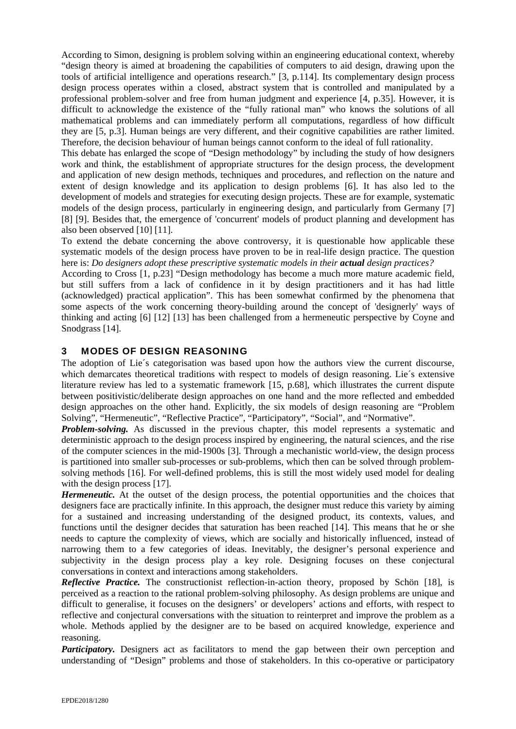According to Simon, designing is problem solving within an engineering educational context, whereby “design theory is aimed at broadening the capabilities of computers to aid design, drawing upon the tools of artificial intelligence and operations research.” [3, p.114]. Its complementary design process design process operates within a closed, abstract system that is controlled and manipulated by a professional problem-solver and free from human judgment and experience [4, p.35]. However, it is difficult to acknowledge the existence of the “fully rational man” who knows the solutions of all mathematical problems and can immediately perform all computations, regardless of how difficult they are [5, p.3]. Human beings are very different, and their cognitive capabilities are rather limited. Therefore, the decision behaviour of human beings cannot conform to the ideal of full rationality.

This debate has enlarged the scope of “Design methodology” by including the study of how designers work and think, the establishment of appropriate structures for the design process, the development and application of new design methods, techniques and procedures, and reflection on the nature and extent of design knowledge and its application to design problems [6]. It has also led to the development of models and strategies for executing design projects. These are for example, systematic models of the design process, particularly in engineering design, and particularly from Germany [7] [8] [9]. Besides that, the emergence of 'concurrent' models of product planning and development has also been observed [10] [11].

To extend the debate concerning the above controversy, it is questionable how applicable these systematic models of the design process have proven to be in real-life design practice. The question here is: *Do designers adopt these prescriptive systematic models in their **actual** design practices?*

According to Cross [1, p.23] “Design methodology has become a much more mature academic field, but still suffers from a lack of confidence in it by design practitioners and it has had little (acknowledged) practical application”. This has been somewhat confirmed by the phenomena that some aspects of the work concerning theory-building around the concept of 'designerly' ways of thinking and acting [6] [12] [13] has been challenged from a hermeneutic perspective by Coyne and Snodgrass [14].

## 3 MODES OF DESIGN REASONING

The adoption of Lie´s categorisation was based upon how the authors view the current discourse, which demarcates theoretical traditions with respect to models of design reasoning. Lie´s extensive literature review has led to a systematic framework [15, p.68], which illustrates the current dispute between positivistic/deliberate design approaches on one hand and the more reflected and embedded design approaches on the other hand. Explicitly, the six models of design reasoning are “Problem Solving”, “Hermeneutic”, “Reflective Practice”, “Participatory”, “Social”, and “Normative”.

***Problem-solving.*** As discussed in the previous chapter, this model represents a systematic and deterministic approach to the design process inspired by engineering, the natural sciences, and the rise of the computer sciences in the mid-1900s [3]. Through a mechanistic world-view, the design process is partitioned into smaller sub-processes or sub-problems, which then can be solved through problem-solving methods [16]. For well-defined problems, this is still the most widely used model for dealing with the design process [17].

***Hermeneutic.*** At the outset of the design process, the potential opportunities and the choices that designers face are practically infinite. In this approach, the designer must reduce this variety by aiming for a sustained and increasing understanding of the designed product, its contexts, values, and functions until the designer decides that saturation has been reached [14]. This means that he or she needs to capture the complexity of views, which are socially and historically influenced, instead of narrowing them to a few categories of ideas. Inevitably, the designer’s personal experience and subjectivity in the design process play a key role. Designing focuses on these conjectural conversations in context and interactions among stakeholders.

***Reflective Practice.*** The constructionist reflection-in-action theory, proposed by Schön [18], is perceived as a reaction to the rational problem-solving philosophy. As design problems are unique and difficult to generalise, it focuses on the designers’ or developers’ actions and efforts, with respect to reflective and conjectural conversations with the situation to reinterpret and improve the problem as a whole. Methods applied by the designer are to be based on acquired knowledge, experience and reasoning.

***Participatory.*** Designers act as facilitators to mend the gap between their own perception and understanding of “Design” problems and those of stakeholders. In this co-operative or participatory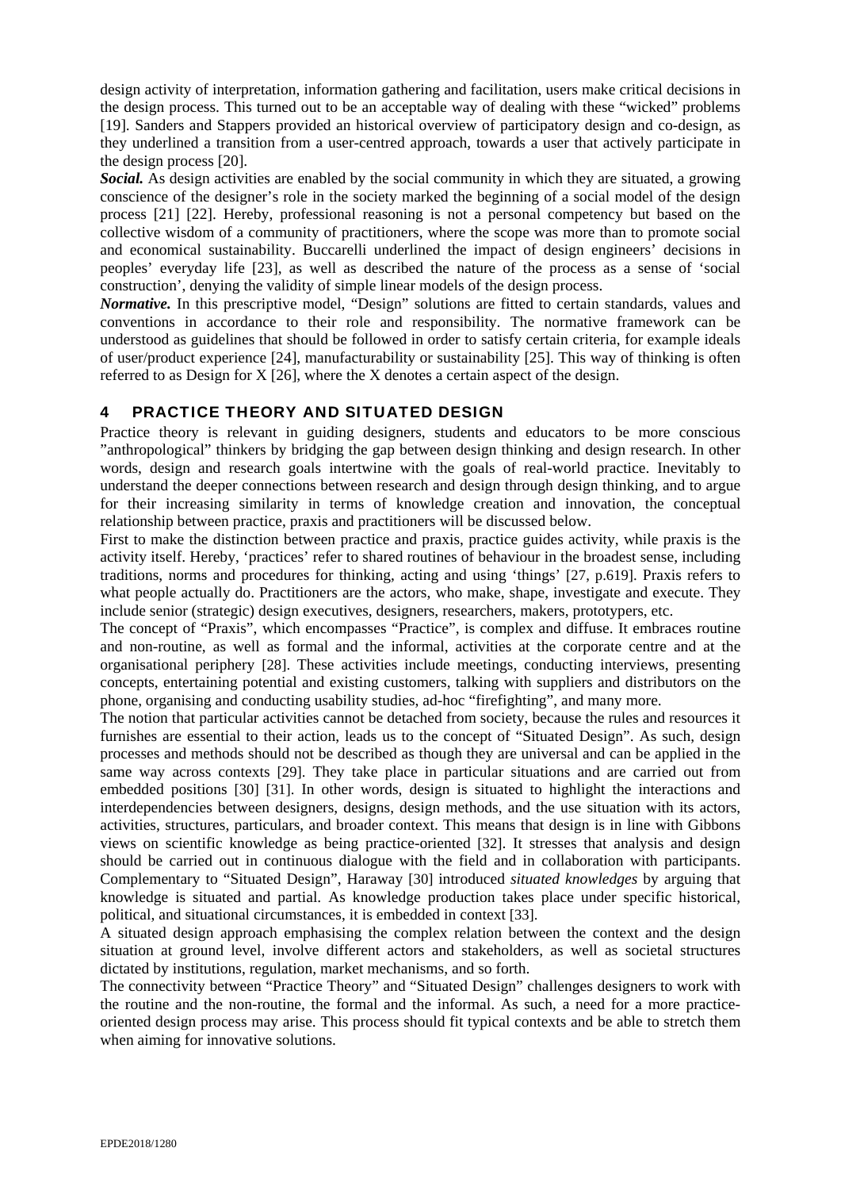design activity of interpretation, information gathering and facilitation, users make critical decisions in the design process. This turned out to be an acceptable way of dealing with these "wicked" problems [19]. Sanders and Stappers provided an historical overview of participatory design and co-design, as they underlined a transition from a user-centred approach, towards a user that actively participate in the design process [20].

***Social.*** As design activities are enabled by the social community in which they are situated, a growing conscience of the designer's role in the society marked the beginning of a social model of the design process [21] [22]. Hereby, professional reasoning is not a personal competency but based on the collective wisdom of a community of practitioners, where the scope was more than to promote social and economical sustainability. Buccarelli underlined the impact of design engineers' decisions in peoples' everyday life [23], as well as described the nature of the process as a sense of 'social construction', denying the validity of simple linear models of the design process.

***Normative.*** In this prescriptive model, "Design" solutions are fitted to certain standards, values and conventions in accordance to their role and responsibility. The normative framework can be understood as guidelines that should be followed in order to satisfy certain criteria, for example ideals of user/product experience [24], manufacturability or sustainability [25]. This way of thinking is often referred to as Design for X [26], where the X denotes a certain aspect of the design.

## 4 PRACTICE THEORY AND SITUATED DESIGN

Practice theory is relevant in guiding designers, students and educators to be more conscious "anthropological" thinkers by bridging the gap between design thinking and design research. In other words, design and research goals intertwine with the goals of real-world practice. Inevitably to understand the deeper connections between research and design through design thinking, and to argue for their increasing similarity in terms of knowledge creation and innovation, the conceptual relationship between practice, praxis and practitioners will be discussed below.

First to make the distinction between practice and praxis, practice guides activity, while praxis is the activity itself. Hereby, 'practices' refer to shared routines of behaviour in the broadest sense, including traditions, norms and procedures for thinking, acting and using 'things' [27, p.619]. Praxis refers to what people actually do. Practitioners are the actors, who make, shape, investigate and execute. They include senior (strategic) design executives, designers, researchers, makers, prototypers, etc.

The concept of "Praxis", which encompasses "Practice", is complex and diffuse. It embraces routine and non-routine, as well as formal and the informal, activities at the corporate centre and at the organisational periphery [28]. These activities include meetings, conducting interviews, presenting concepts, entertaining potential and existing customers, talking with suppliers and distributors on the phone, organising and conducting usability studies, ad-hoc "firefighting", and many more.

The notion that particular activities cannot be detached from society, because the rules and resources it furnishes are essential to their action, leads us to the concept of "Situated Design". As such, design processes and methods should not be described as though they are universal and can be applied in the same way across contexts [29]. They take place in particular situations and are carried out from embedded positions [30] [31]. In other words, design is situated to highlight the interactions and interdependencies between designers, designs, design methods, and the use situation with its actors, activities, structures, particulars, and broader context. This means that design is in line with Gibbons views on scientific knowledge as being practice-oriented [32]. It stresses that analysis and design should be carried out in continuous dialogue with the field and in collaboration with participants. Complementary to "Situated Design", Haraway [30] introduced *situated knowledges* by arguing that knowledge is situated and partial. As knowledge production takes place under specific historical, political, and situational circumstances, it is embedded in context [33].

A situated design approach emphasising the complex relation between the context and the design situation at ground level, involve different actors and stakeholders, as well as societal structures dictated by institutions, regulation, market mechanisms, and so forth.

The connectivity between "Practice Theory" and "Situated Design" challenges designers to work with the routine and the non-routine, the formal and the informal. As such, a need for a more practice-oriented design process may arise. This process should fit typical contexts and be able to stretch them when aiming for innovative solutions.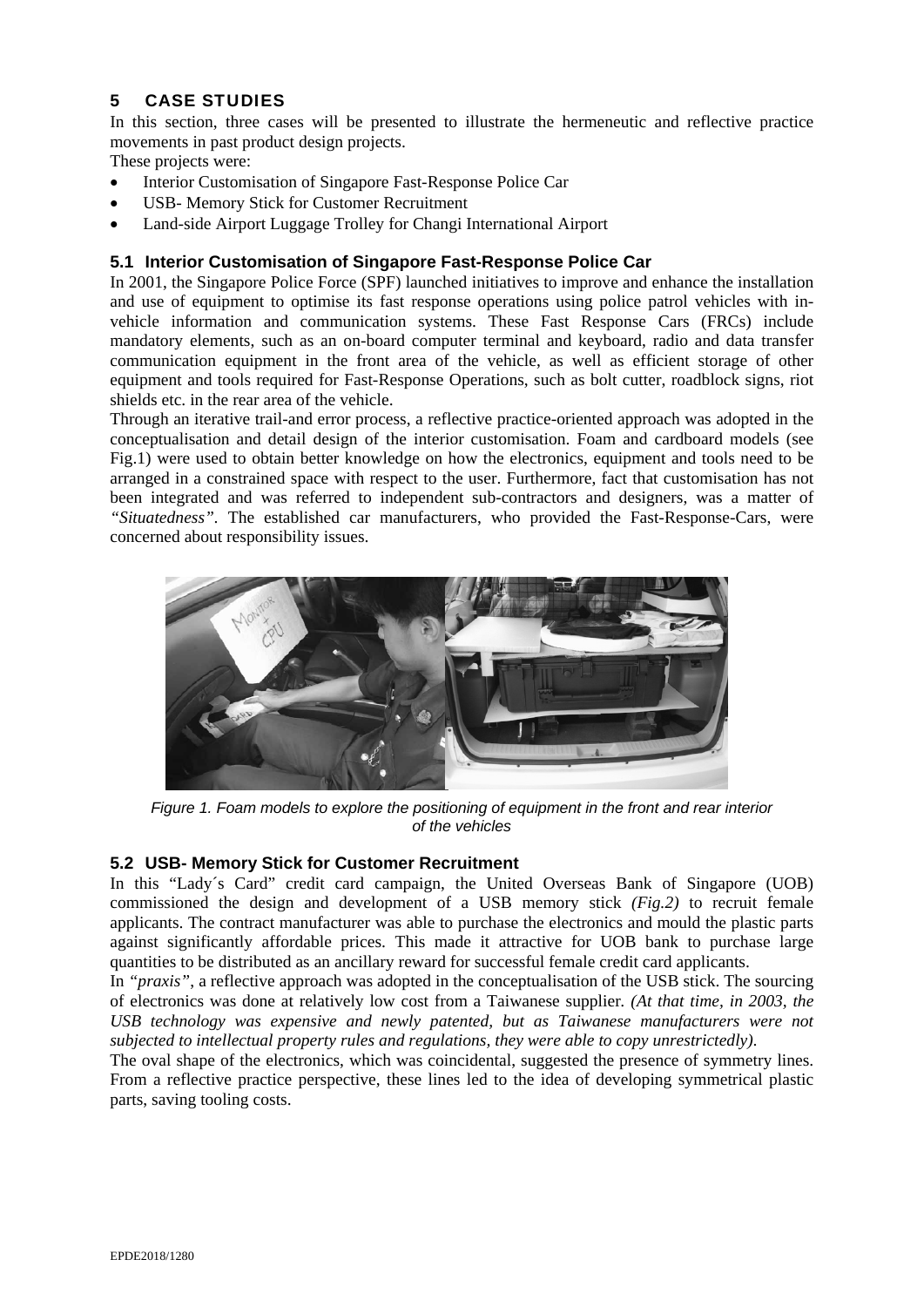## 5 CASE STUDIES

In this section, three cases will be presented to illustrate the hermeneutic and reflective practice movements in past product design projects.

These projects were:

- Interior Customisation of Singapore Fast-Response Police Car
- USB- Memory Stick for Customer Recruitment
- Land-side Airport Luggage Trolley for Changi International Airport

### 5.1 Interior Customisation of Singapore Fast-Response Police Car

In 2001, the Singapore Police Force (SPF) launched initiatives to improve and enhance the installation and use of equipment to optimise its fast response operations using police patrol vehicles with in-vehicle information and communication systems. These Fast Response Cars (FRCs) include mandatory elements, such as an on-board computer terminal and keyboard, radio and data transfer communication equipment in the front area of the vehicle, as well as efficient storage of other equipment and tools required for Fast-Response Operations, such as bolt cutter, roadblock signs, riot shields etc. in the rear area of the vehicle.

Through an iterative trail-and error process, a reflective practice-oriented approach was adopted in the conceptualisation and detail design of the interior customisation. Foam and cardboard models (see Fig.1) were used to obtain better knowledge on how the electronics, equipment and tools need to be arranged in a constrained space with respect to the user. Furthermore, fact that customisation has not been integrated and was referred to independent sub-contractors and designers, was a matter of *"Situatedness"*. The established car manufacturers, who provided the Fast-Response-Cars, were concerned about responsibility issues.

*Figure 1. Foam models to explore the positioning of equipment in the front and rear interior of the vehicles*

### 5.2 USB- Memory Stick for Customer Recruitment

In this "Lady´s Card" credit card campaign, the United Overseas Bank of Singapore (UOB) commissioned the design and development of a USB memory stick *(Fig.2)* to recruit female applicants. The contract manufacturer was able to purchase the electronics and mould the plastic parts against significantly affordable prices. This made it attractive for UOB bank to purchase large quantities to be distributed as an ancillary reward for successful female credit card applicants.

In *"praxis"*, a reflective approach was adopted in the conceptualisation of the USB stick. The sourcing of electronics was done at relatively low cost from a Taiwanese supplier. *(At that time, in 2003, the USB technology was expensive and newly patented, but as Taiwanese manufacturers were not subjected to intellectual property rules and regulations, they were able to copy unrestrictedly).*

The oval shape of the electronics, which was coincidental, suggested the presence of symmetry lines. From a reflective practice perspective, these lines led to the idea of developing symmetrical plastic parts, saving tooling costs.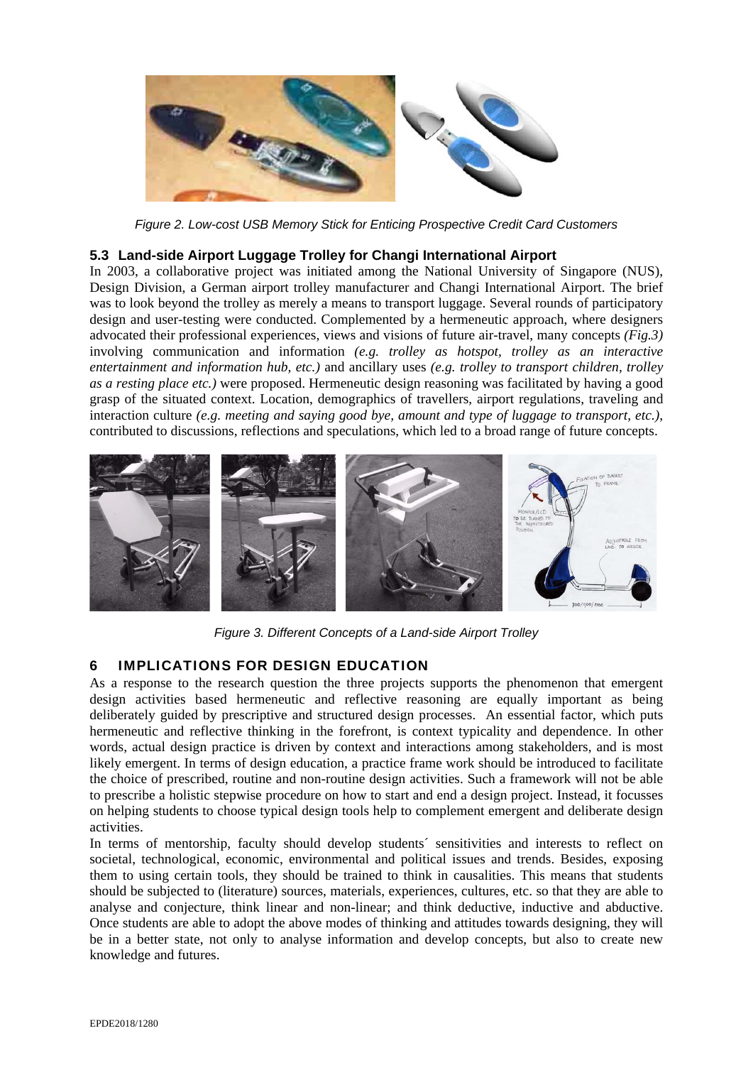Figure 2. Low-cost USB Memory Stick for Enticing Prospective Credit Card Customers

### 5.3 Land-side Airport Luggage Trolley for Changi International Airport

In 2003, a collaborative project was initiated among the National University of Singapore (NUS), Design Division, a German airport trolley manufacturer and Changi International Airport. The brief was to look beyond the trolley as merely a means to transport luggage. Several rounds of participatory design and user-testing were conducted. Complemented by a hermeneutic approach, where designers advocated their professional experiences, views and visions of future air-travel, many concepts *(Fig.3)* involving communication and information *(e.g. trolley as hotspot, trolley as an interactive entertainment and information hub, etc.)* and ancillary uses *(e.g. trolley to transport children, trolley as a resting place etc.)* were proposed. Hermeneutic design reasoning was facilitated by having a good grasp of the situated context. Location, demographics of travellers, airport regulations, traveling and interaction culture *(e.g. meeting and saying good bye, amount and type of luggage to transport, etc.)*, contributed to discussions, reflections and speculations, which led to a broad range of future concepts.

Figure 3. Different Concepts of a Land-side Airport Trolley

## 6 IMPLICATIONS FOR DESIGN EDUCATION

As a response to the research question the three projects supports the phenomenon that emergent design activities based hermeneutic and reflective reasoning are equally important as being deliberately guided by prescriptive and structured design processes. An essential factor, which puts hermeneutic and reflective thinking in the forefront, is context typicality and dependence. In other words, actual design practice is driven by context and interactions among stakeholders, and is most likely emergent. In terms of design education, a practice frame work should be introduced to facilitate the choice of prescribed, routine and non-routine design activities. Such a framework will not be able to prescribe a holistic stepwise procedure on how to start and end a design project. Instead, it focusses on helping students to choose typical design tools help to complement emergent and deliberate design activities.

In terms of mentorship, faculty should develop students´ sensitivities and interests to reflect on societal, technological, economic, environmental and political issues and trends. Besides, exposing them to using certain tools, they should be trained to think in causalities. This means that students should be subjected to (literature) sources, materials, experiences, cultures, etc. so that they are able to analyse and conjecture, think linear and non-linear; and think deductive, inductive and abductive. Once students are able to adopt the above modes of thinking and attitudes towards designing, they will be in a better state, not only to analyse information and develop concepts, but also to create new knowledge and futures.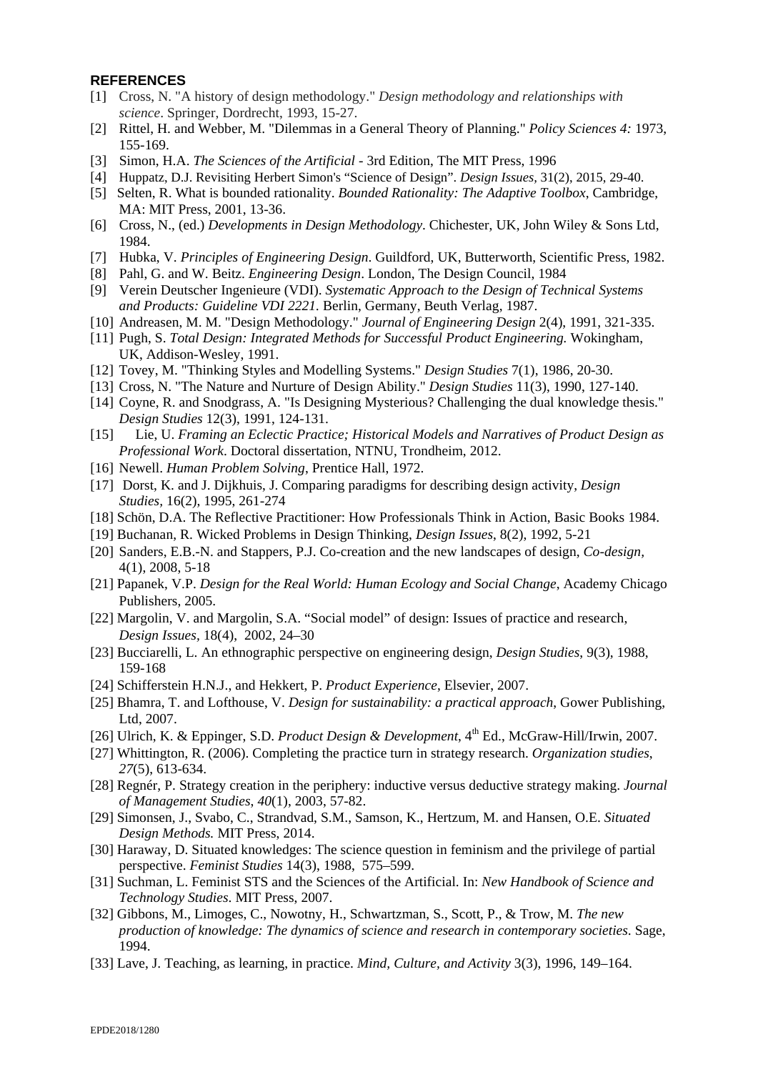## REFERENCES

[1] Cross, N. "A history of design methodology." *Design methodology and relationships with science*. Springer, Dordrecht, 1993, 15-27.

[2] Rittel, H. and Webber, M. "Dilemmas in a General Theory of Planning." *Policy Sciences 4:* 1973, 155-169.

[3] Simon, H.A. *The Sciences of the Artificial* - 3rd Edition, The MIT Press, 1996

[4] Huppatz, D.J. Revisiting Herbert Simon's "Science of Design". *Design Issues,* 31(2), 2015, 29-40.

[5] Selten, R. What is bounded rationality. *Bounded Rationality: The Adaptive Toolbox*, Cambridge, MA: MIT Press, 2001, 13-36.

[6] Cross, N., (ed.) *Developments in Design Methodology*. Chichester, UK, John Wiley & Sons Ltd, 1984.

[7] Hubka, V. *Principles of Engineering Design*. Guildford, UK, Butterworth, Scientific Press, 1982.

[8] Pahl, G. and W. Beitz. *Engineering Design*. London, The Design Council, 1984

[9] Verein Deutscher Ingenieure (VDI). *Systematic Approach to the Design of Technical Systems and Products: Guideline VDI 2221*. Berlin, Germany, Beuth Verlag, 1987.

[10] Andreasen, M. M. "Design Methodology." *Journal of Engineering Design* 2(4), 1991, 321-335.

[11] Pugh, S. *Total Design: Integrated Methods for Successful Product Engineering.* Wokingham, UK, Addison-Wesley, 1991.

[12] Tovey, M. "Thinking Styles and Modelling Systems." *Design Studies* 7(1), 1986, 20-30.

[13] Cross, N. "The Nature and Nurture of Design Ability." *Design Studies* 11(3), 1990, 127-140.

[14] Coyne, R. and Snodgrass, A. "Is Designing Mysterious? Challenging the dual knowledge thesis." *Design Studies* 12(3), 1991, 124-131.

[15] Lie, U. *Framing an Eclectic Practice; Historical Models and Narratives of Product Design as Professional Work*. Doctoral dissertation, NTNU, Trondheim, 2012.

[16] Newell. *Human Problem Solving*, Prentice Hall, 1972.

[17] Dorst, K. and J. Dijkhuis, J. Comparing paradigms for describing design activity, *Design Studies,* 16(2), 1995, 261-274

[18] Schön, D.A. The Reflective Practitioner: How Professionals Think in Action, Basic Books 1984.

[19] Buchanan, R. Wicked Problems in Design Thinking, *Design Issues*, 8(2), 1992, 5-21

[20] Sanders, E.B.-N. and Stappers, P.J. Co-creation and the new landscapes of design, *Co-design*, 4(1), 2008, 5-18

[21] Papanek, V.P. *Design for the Real World: Human Ecology and Social Change*, Academy Chicago Publishers, 2005.

[22] Margolin, V. and Margolin, S.A. "Social model" of design: Issues of practice and research, *Design Issues*, 18(4), 2002, 24–30

[23] Bucciarelli, L. An ethnographic perspective on engineering design, *Design Studies*, 9(3), 1988, 159-168

[24] Schifferstein H.N.J., and Hekkert, P. *Product Experience*, Elsevier, 2007.

[25] Bhamra, T. and Lofthouse, V. *Design for sustainability: a practical approach*, Gower Publishing, Ltd, 2007.

[26] Ulrich, K. & Eppinger, S.D. *Product Design & Development*, 4th Ed., McGraw-Hill/Irwin, 2007.

[27] Whittington, R. (2006). Completing the practice turn in strategy research. *Organization studies*, *27*(5), 613-634.

[28] Regnér, P. Strategy creation in the periphery: inductive versus deductive strategy making. *Journal of Management Studies*, *40*(1), 2003, 57-82.

[29] Simonsen, J., Svabo, C., Strandvad, S.M., Samson, K., Hertzum, M. and Hansen, O.E. *Situated Design Methods.* MIT Press, 2014.

[30] Haraway, D. Situated knowledges: The science question in feminism and the privilege of partial perspective. *Feminist Studies* 14(3), 1988, 575–599.

[31] Suchman, L. Feminist STS and the Sciences of the Artificial. In: *New Handbook of Science and Technology Studies*. MIT Press, 2007.

[32] Gibbons, M., Limoges, C., Nowotny, H., Schwartzman, S., Scott, P., & Trow, M. *The new production of knowledge: The dynamics of science and research in contemporary societies*. Sage, 1994.

[33] Lave, J. Teaching, as learning, in practice. *Mind, Culture, and Activity* 3(3), 1996, 149–164.